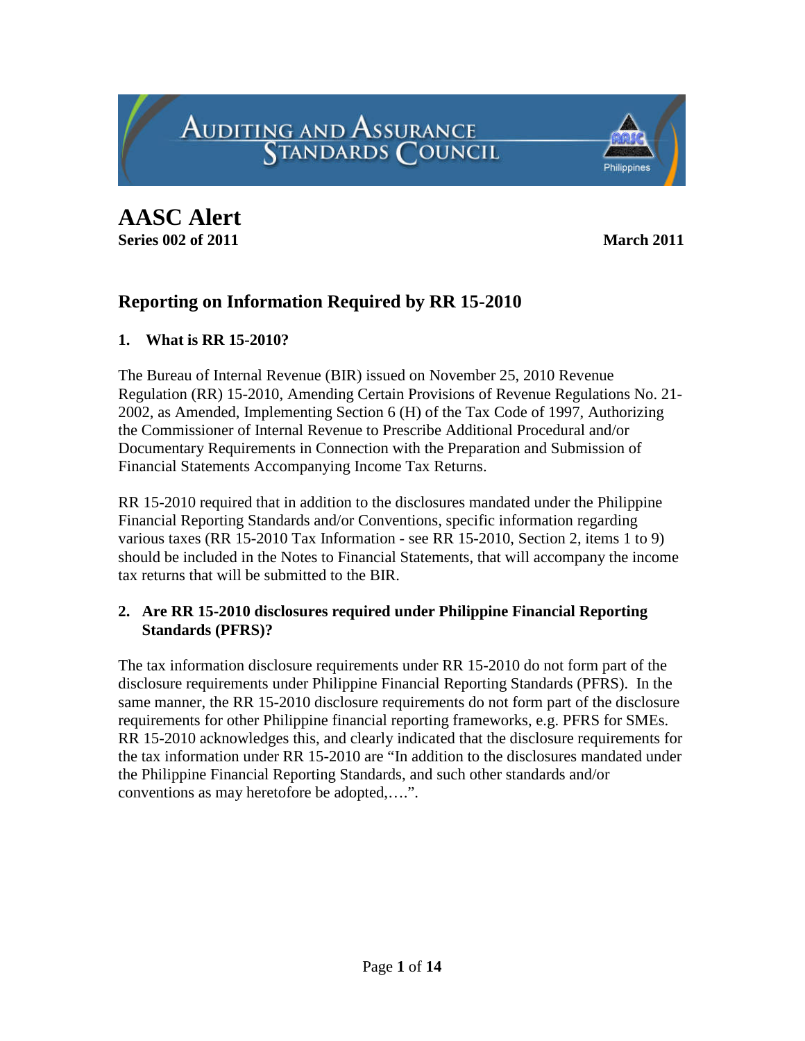Auditing and Assurance Standards Council

# AASC Alert

**Series 002 of 2011** **March 2011**

## Reporting on Information Required by RR 15-2010

### 1. What is RR 15-2010?

The Bureau of Internal Revenue (BIR) issued on November 25, 2010 Revenue Regulation (RR) 15-2010, Amending Certain Provisions of Revenue Regulations No. 21-2002, as Amended, Implementing Section 6 (H) of the Tax Code of 1997, Authorizing the Commissioner of Internal Revenue to Prescribe Additional Procedural and/or Documentary Requirements in Connection with the Preparation and Submission of Financial Statements Accompanying Income Tax Returns.

RR 15-2010 required that in addition to the disclosures mandated under the Philippine Financial Reporting Standards and/or Conventions, specific information regarding various taxes (RR 15-2010 Tax Information - see RR 15-2010, Section 2, items 1 to 9) should be included in the Notes to Financial Statements, that will accompany the income tax returns that will be submitted to the BIR.

### 2. Are RR 15-2010 disclosures required under Philippine Financial Reporting Standards (PFRS)?

The tax information disclosure requirements under RR 15-2010 do not form part of the disclosure requirements under Philippine Financial Reporting Standards (PFRS). In the same manner, the RR 15-2010 disclosure requirements do not form part of the disclosure requirements for other Philippine financial reporting frameworks, e.g. PFRS for SMEs. RR 15-2010 acknowledges this, and clearly indicated that the disclosure requirements for the tax information under RR 15-2010 are "In addition to the disclosures mandated under the Philippine Financial Reporting Standards, and such other standards and/or conventions as may heretofore be adopted,….".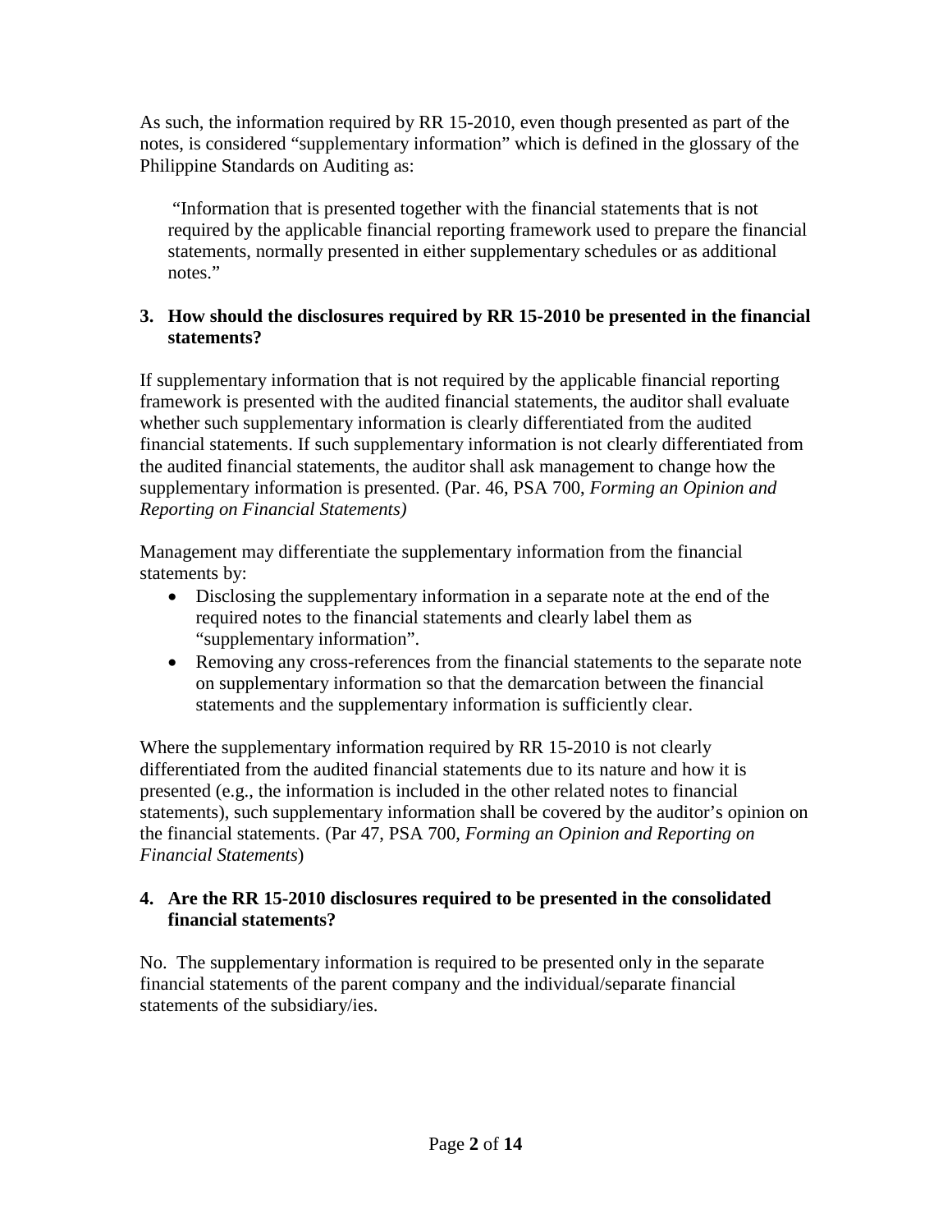As such, the information required by RR 15-2010, even though presented as part of the notes, is considered "supplementary information" which is defined in the glossary of the Philippine Standards on Auditing as:

> "Information that is presented together with the financial statements that is not required by the applicable financial reporting framework used to prepare the financial statements, normally presented in either supplementary schedules or as additional notes."

**3. How should the disclosures required by RR 15-2010 be presented in the financial statements?**

If supplementary information that is not required by the applicable financial reporting framework is presented with the audited financial statements, the auditor shall evaluate whether such supplementary information is clearly differentiated from the audited financial statements. If such supplementary information is not clearly differentiated from the audited financial statements, the auditor shall ask management to change how the supplementary information is presented. (Par. 46, PSA 700, *Forming an Opinion and Reporting on Financial Statements)*

Management may differentiate the supplementary information from the financial statements by:

- Disclosing the supplementary information in a separate note at the end of the required notes to the financial statements and clearly label them as "supplementary information".
- Removing any cross-references from the financial statements to the separate note on supplementary information so that the demarcation between the financial statements and the supplementary information is sufficiently clear.

Where the supplementary information required by RR 15-2010 is not clearly differentiated from the audited financial statements due to its nature and how it is presented (e.g., the information is included in the other related notes to financial statements), such supplementary information shall be covered by the auditor's opinion on the financial statements. (Par 47, PSA 700, *Forming an Opinion and Reporting on Financial Statements*)

**4. Are the RR 15-2010 disclosures required to be presented in the consolidated financial statements?**

No. The supplementary information is required to be presented only in the separate financial statements of the parent company and the individual/separate financial statements of the subsidiary/ies.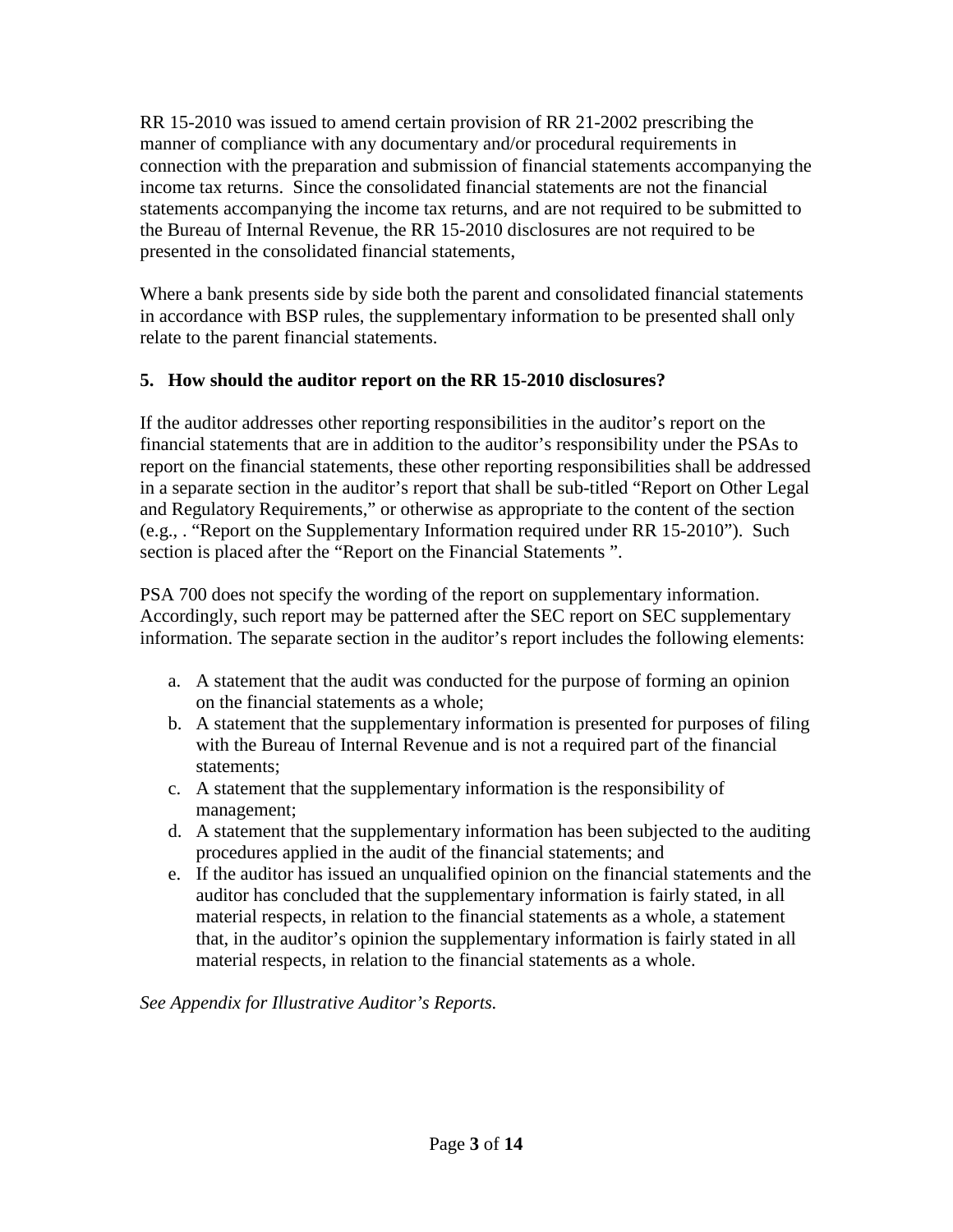RR 15-2010 was issued to amend certain provision of RR 21-2002 prescribing the manner of compliance with any documentary and/or procedural requirements in connection with the preparation and submission of financial statements accompanying the income tax returns. Since the consolidated financial statements are not the financial statements accompanying the income tax returns, and are not required to be submitted to the Bureau of Internal Revenue, the RR 15-2010 disclosures are not required to be presented in the consolidated financial statements,

Where a bank presents side by side both the parent and consolidated financial statements in accordance with BSP rules, the supplementary information to be presented shall only relate to the parent financial statements.

**5. How should the auditor report on the RR 15-2010 disclosures?**

If the auditor addresses other reporting responsibilities in the auditor's report on the financial statements that are in addition to the auditor's responsibility under the PSAs to report on the financial statements, these other reporting responsibilities shall be addressed in a separate section in the auditor's report that shall be sub-titled "Report on Other Legal and Regulatory Requirements," or otherwise as appropriate to the content of the section (e.g., . "Report on the Supplementary Information required under RR 15-2010"). Such section is placed after the "Report on the Financial Statements ".

PSA 700 does not specify the wording of the report on supplementary information. Accordingly, such report may be patterned after the SEC report on SEC supplementary information. The separate section in the auditor's report includes the following elements:

a. A statement that the audit was conducted for the purpose of forming an opinion on the financial statements as a whole;
b. A statement that the supplementary information is presented for purposes of filing with the Bureau of Internal Revenue and is not a required part of the financial statements;
c. A statement that the supplementary information is the responsibility of management;
d. A statement that the supplementary information has been subjected to the auditing procedures applied in the audit of the financial statements; and
e. If the auditor has issued an unqualified opinion on the financial statements and the auditor has concluded that the supplementary information is fairly stated, in all material respects, in relation to the financial statements as a whole, a statement that, in the auditor's opinion the supplementary information is fairly stated in all material respects, in relation to the financial statements as a whole.

*See Appendix for Illustrative Auditor's Reports.*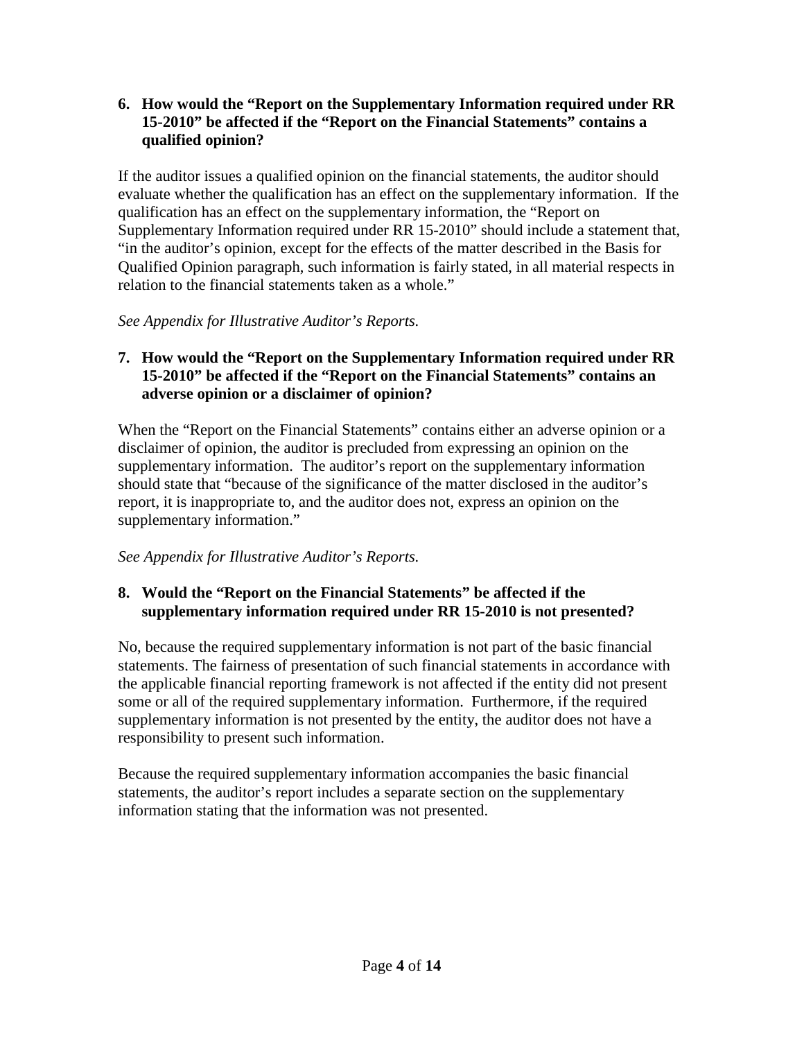**6. How would the "Report on the Supplementary Information required under RR 15-2010" be affected if the "Report on the Financial Statements" contains a qualified opinion?**

If the auditor issues a qualified opinion on the financial statements, the auditor should evaluate whether the qualification has an effect on the supplementary information. If the qualification has an effect on the supplementary information, the "Report on Supplementary Information required under RR 15-2010" should include a statement that, "in the auditor's opinion, except for the effects of the matter described in the Basis for Qualified Opinion paragraph, such information is fairly stated, in all material respects in relation to the financial statements taken as a whole."

*See Appendix for Illustrative Auditor's Reports.*

**7. How would the "Report on the Supplementary Information required under RR 15-2010" be affected if the "Report on the Financial Statements" contains an adverse opinion or a disclaimer of opinion?**

When the "Report on the Financial Statements" contains either an adverse opinion or a disclaimer of opinion, the auditor is precluded from expressing an opinion on the supplementary information. The auditor's report on the supplementary information should state that "because of the significance of the matter disclosed in the auditor's report, it is inappropriate to, and the auditor does not, express an opinion on the supplementary information."

*See Appendix for Illustrative Auditor's Reports.*

**8. Would the "Report on the Financial Statements" be affected if the supplementary information required under RR 15-2010 is not presented?**

No, because the required supplementary information is not part of the basic financial statements. The fairness of presentation of such financial statements in accordance with the applicable financial reporting framework is not affected if the entity did not present some or all of the required supplementary information. Furthermore, if the required supplementary information is not presented by the entity, the auditor does not have a responsibility to present such information.

Because the required supplementary information accompanies the basic financial statements, the auditor's report includes a separate section on the supplementary information stating that the information was not presented.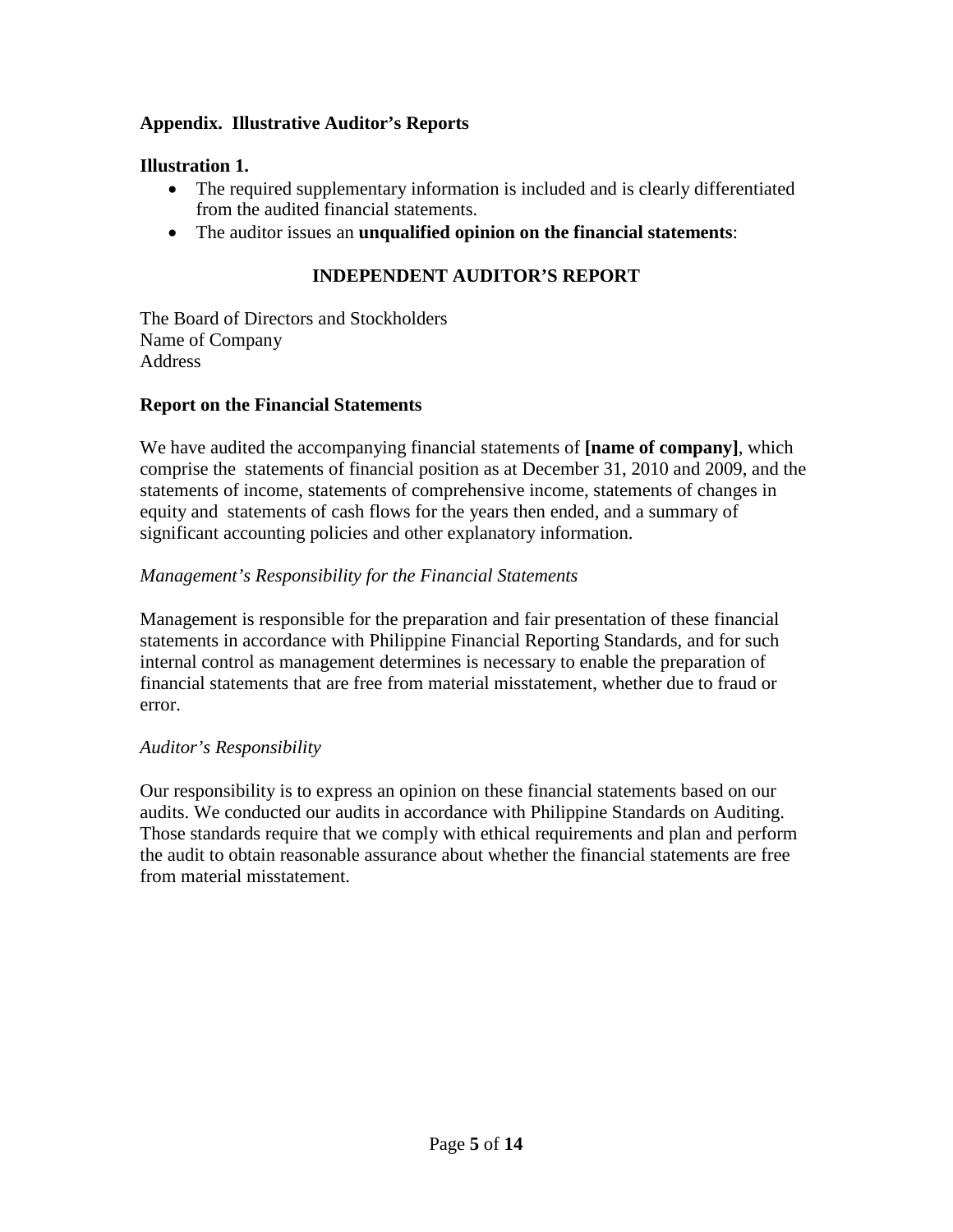## Appendix. Illustrative Auditor's Reports

### Illustration 1.

- The required supplementary information is included and is clearly differentiated from the audited financial statements.
- The auditor issues an **unqualified opinion on the financial statements**:

## INDEPENDENT AUDITOR'S REPORT

The Board of Directors and Stockholders
Name of Company
Address

### Report on the Financial Statements

We have audited the accompanying financial statements of **[name of company]**, which comprise the statements of financial position as at December 31, 2010 and 2009, and the statements of income, statements of comprehensive income, statements of changes in equity and statements of cash flows for the years then ended, and a summary of significant accounting policies and other explanatory information.

*Management's Responsibility for the Financial Statements*

Management is responsible for the preparation and fair presentation of these financial statements in accordance with Philippine Financial Reporting Standards, and for such internal control as management determines is necessary to enable the preparation of financial statements that are free from material misstatement, whether due to fraud or error.

*Auditor's Responsibility*

Our responsibility is to express an opinion on these financial statements based on our audits. We conducted our audits in accordance with Philippine Standards on Auditing. Those standards require that we comply with ethical requirements and plan and perform the audit to obtain reasonable assurance about whether the financial statements are free from material misstatement.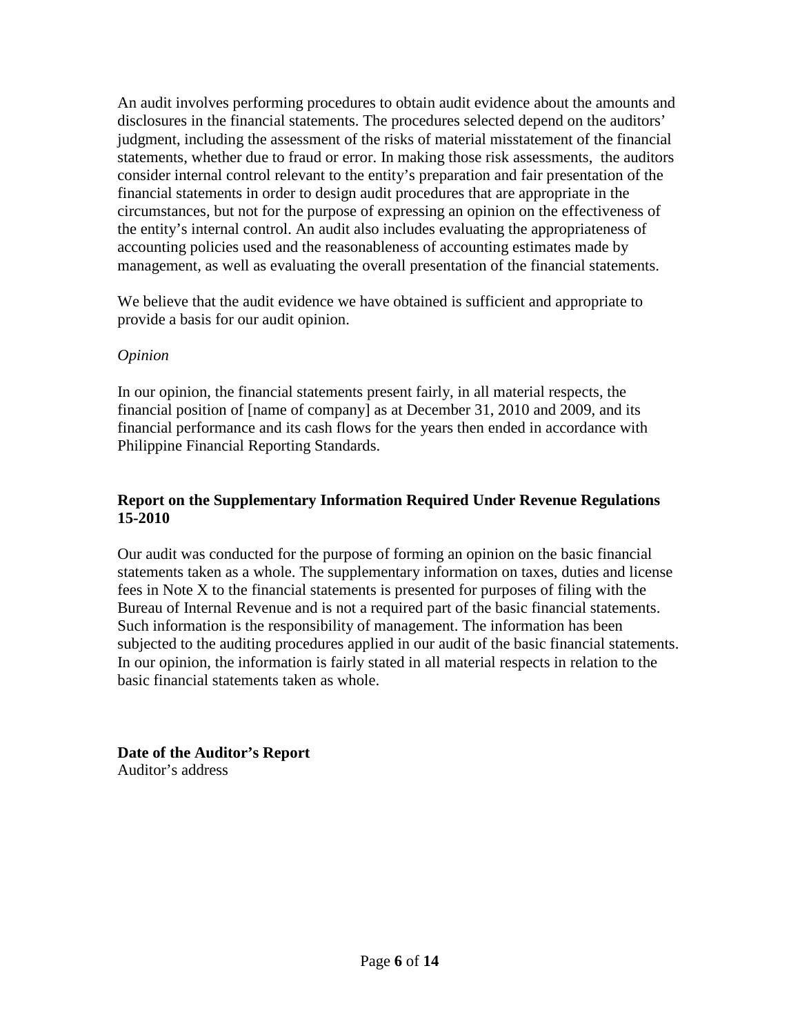An audit involves performing procedures to obtain audit evidence about the amounts and disclosures in the financial statements. The procedures selected depend on the auditors' judgment, including the assessment of the risks of material misstatement of the financial statements, whether due to fraud or error. In making those risk assessments, the auditors consider internal control relevant to the entity's preparation and fair presentation of the financial statements in order to design audit procedures that are appropriate in the circumstances, but not for the purpose of expressing an opinion on the effectiveness of the entity's internal control. An audit also includes evaluating the appropriateness of accounting policies used and the reasonableness of accounting estimates made by management, as well as evaluating the overall presentation of the financial statements.

We believe that the audit evidence we have obtained is sufficient and appropriate to provide a basis for our audit opinion.

*Opinion*

In our opinion, the financial statements present fairly, in all material respects, the financial position of [name of company] as at December 31, 2010 and 2009, and its financial performance and its cash flows for the years then ended in accordance with Philippine Financial Reporting Standards.

**Report on the Supplementary Information Required Under Revenue Regulations 15-2010**

Our audit was conducted for the purpose of forming an opinion on the basic financial statements taken as a whole. The supplementary information on taxes, duties and license fees in Note X to the financial statements is presented for purposes of filing with the Bureau of Internal Revenue and is not a required part of the basic financial statements. Such information is the responsibility of management. The information has been subjected to the auditing procedures applied in our audit of the basic financial statements. In our opinion, the information is fairly stated in all material respects in relation to the basic financial statements taken as whole.

**Date of the Auditor's Report**
Auditor's address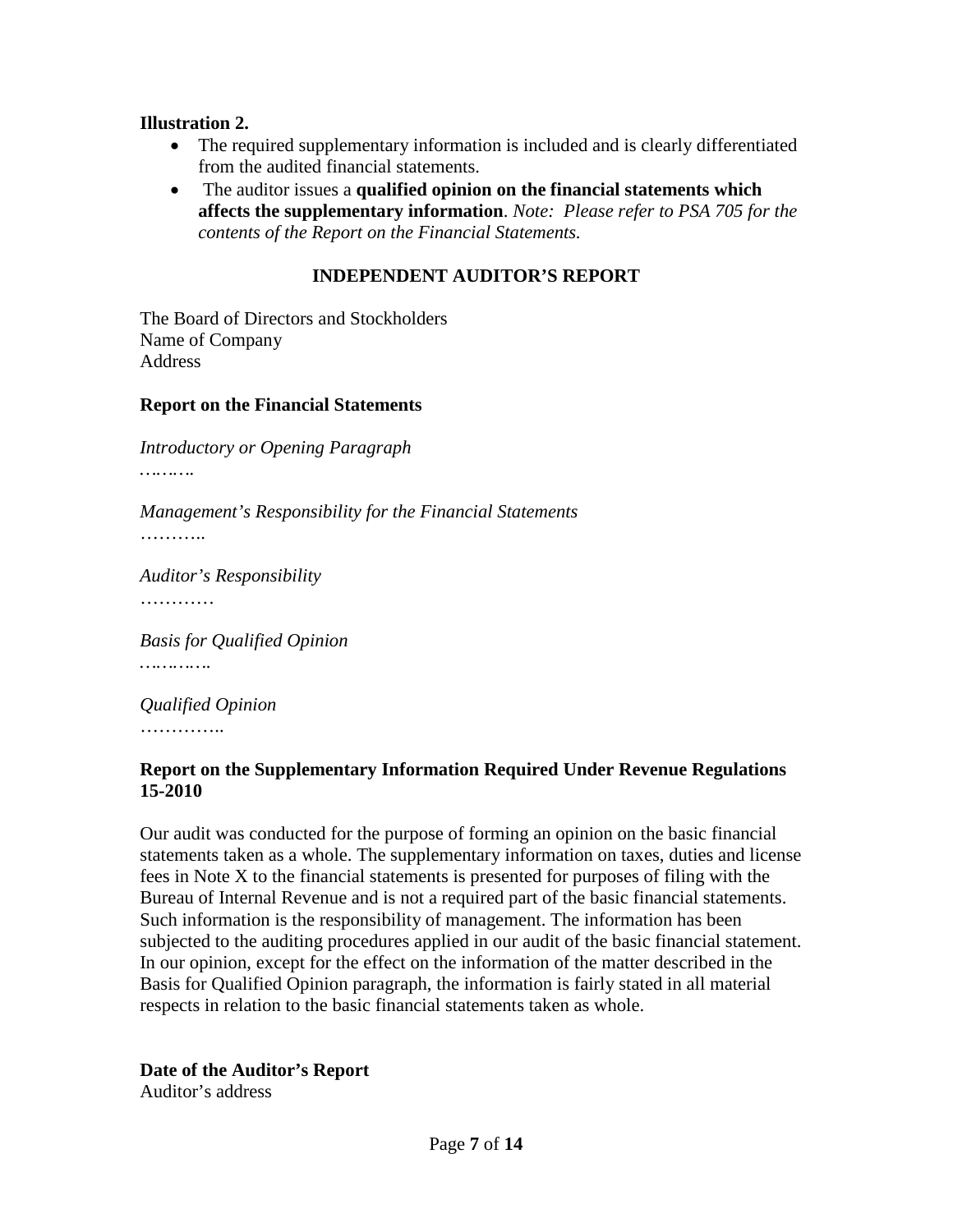**Illustration 2.**

- The required supplementary information is included and is clearly differentiated from the audited financial statements.
- The auditor issues a **qualified opinion on the financial statements which affects the supplementary information**. *Note: Please refer to PSA 705 for the contents of the Report on the Financial Statements.*

**INDEPENDENT AUDITOR'S REPORT**

The Board of Directors and Stockholders
Name of Company
Address

**Report on the Financial Statements**

*Introductory or Opening Paragraph*

*………*

*Management's Responsibility for the Financial Statements*

………..

*Auditor's Responsibility*

…………

*Basis for Qualified Opinion*

*…………*

*Qualified Opinion*

…………..

**Report on the Supplementary Information Required Under Revenue Regulations 15-2010**

Our audit was conducted for the purpose of forming an opinion on the basic financial statements taken as a whole. The supplementary information on taxes, duties and license fees in Note X to the financial statements is presented for purposes of filing with the Bureau of Internal Revenue and is not a required part of the basic financial statements. Such information is the responsibility of management. The information has been subjected to the auditing procedures applied in our audit of the basic financial statement. In our opinion, except for the effect on the information of the matter described in the Basis for Qualified Opinion paragraph, the information is fairly stated in all material respects in relation to the basic financial statements taken as whole.

**Date of the Auditor's Report**
Auditor's address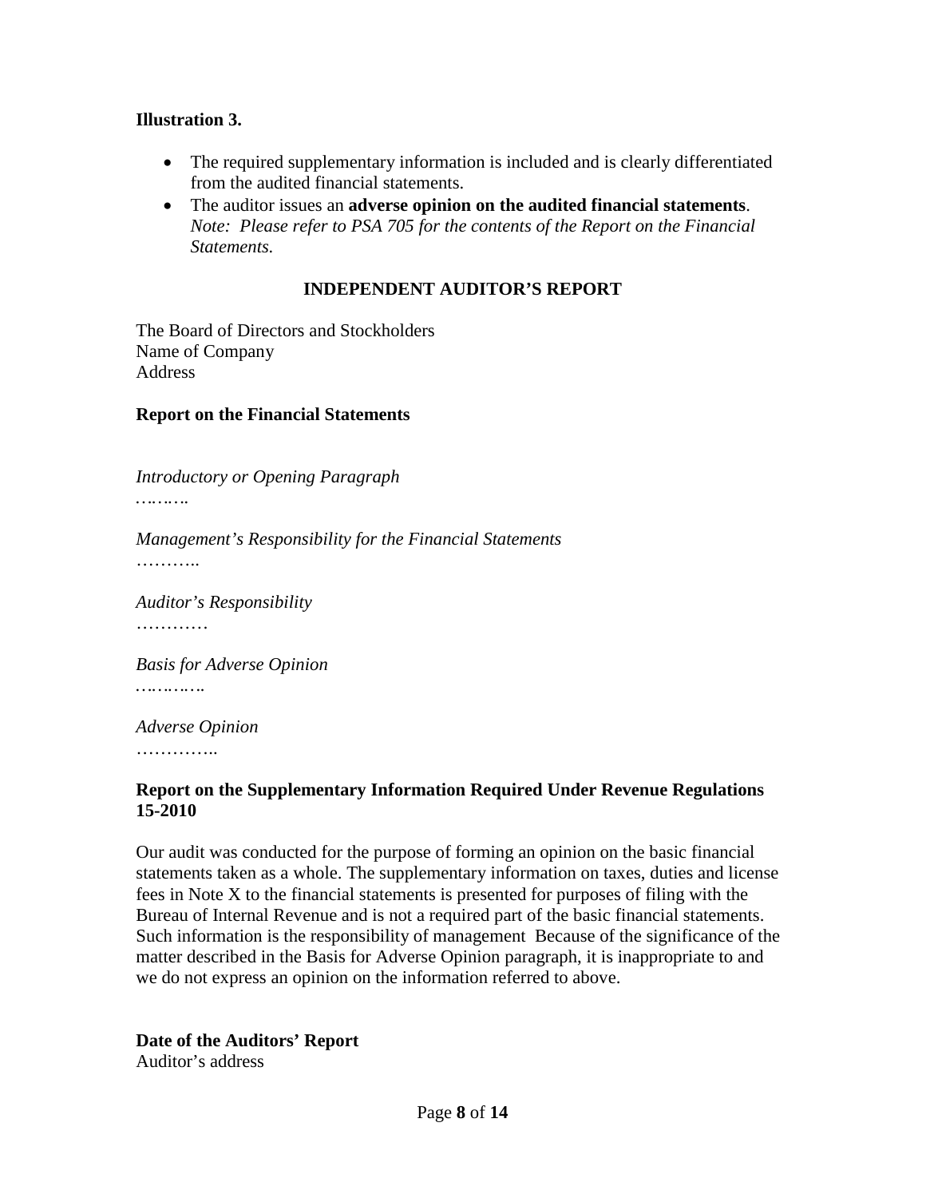**Illustration 3.**

- The required supplementary information is included and is clearly differentiated from the audited financial statements.
- The auditor issues an **adverse opinion on the audited financial statements**. *Note: Please refer to PSA 705 for the contents of the Report on the Financial Statements.*

## INDEPENDENT AUDITOR'S REPORT

The Board of Directors and Stockholders
Name of Company
Address

**Report on the Financial Statements**

*Introductory or Opening Paragraph*
*………*

*Management's Responsibility for the Financial Statements*
………..

*Auditor's Responsibility*
…………

*Basis for Adverse Opinion*
*…………*

*Adverse Opinion*
…………..

**Report on the Supplementary Information Required Under Revenue Regulations 15-2010**

Our audit was conducted for the purpose of forming an opinion on the basic financial statements taken as a whole. The supplementary information on taxes, duties and license fees in Note X to the financial statements is presented for purposes of filing with the Bureau of Internal Revenue and is not a required part of the basic financial statements. Such information is the responsibility of management Because of the significance of the matter described in the Basis for Adverse Opinion paragraph, it is inappropriate to and we do not express an opinion on the information referred to above.

**Date of the Auditors' Report**
Auditor's address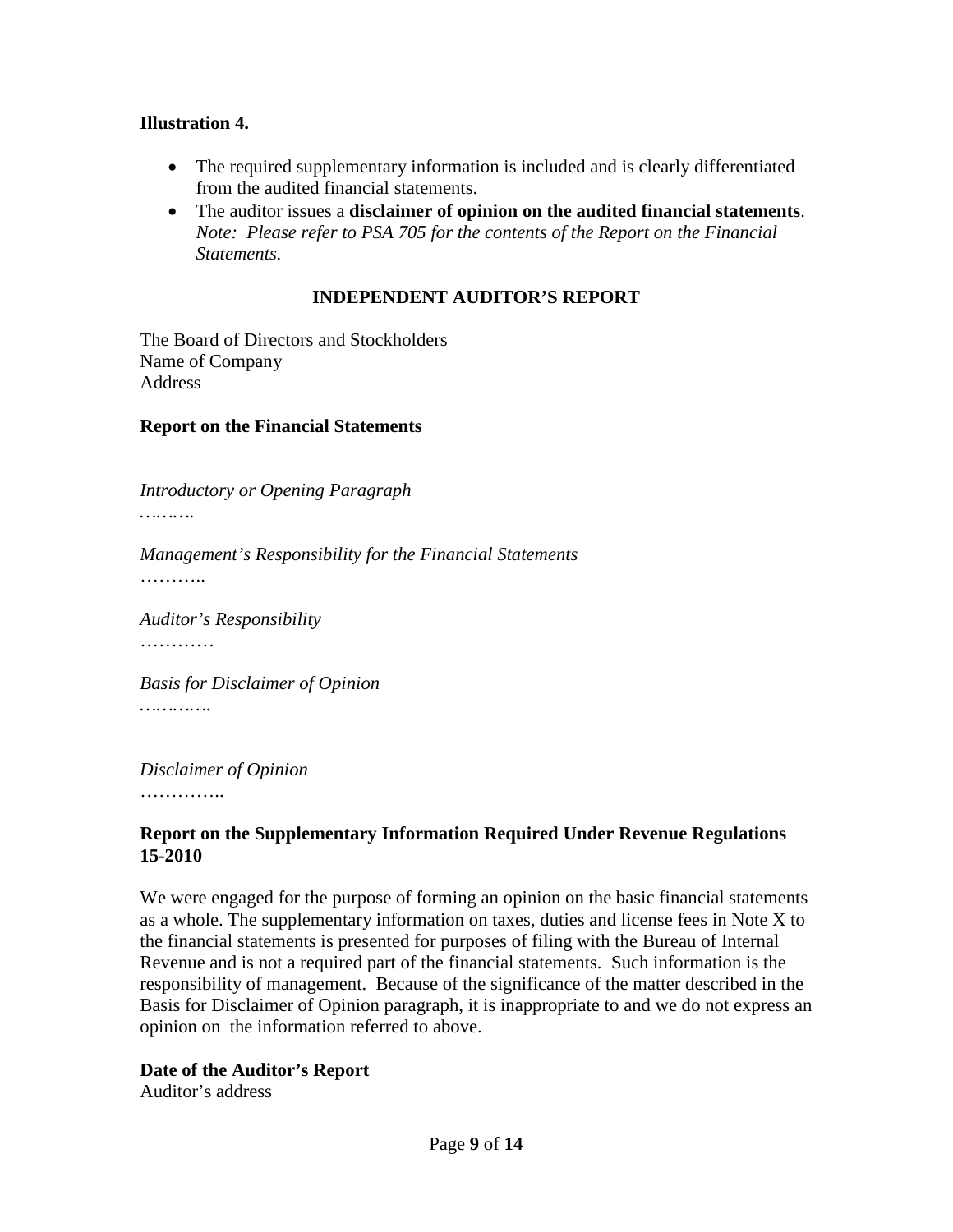**Illustration 4.**

- The required supplementary information is included and is clearly differentiated from the audited financial statements.
- The auditor issues a **disclaimer of opinion on the audited financial statements**. *Note: Please refer to PSA 705 for the contents of the Report on the Financial Statements.*

**INDEPENDENT AUDITOR'S REPORT**

The Board of Directors and Stockholders
Name of Company
Address

**Report on the Financial Statements**

*Introductory or Opening Paragraph*
*………*

*Management's Responsibility for the Financial Statements*
………..

*Auditor's Responsibility*
…………

*Basis for Disclaimer of Opinion*
*…………*

*Disclaimer of Opinion*
…………..

**Report on the Supplementary Information Required Under Revenue Regulations 15-2010**

We were engaged for the purpose of forming an opinion on the basic financial statements as a whole. The supplementary information on taxes, duties and license fees in Note X to the financial statements is presented for purposes of filing with the Bureau of Internal Revenue and is not a required part of the financial statements. Such information is the responsibility of management. Because of the significance of the matter described in the Basis for Disclaimer of Opinion paragraph, it is inappropriate to and we do not express an opinion on the information referred to above.

**Date of the Auditor's Report**
Auditor's address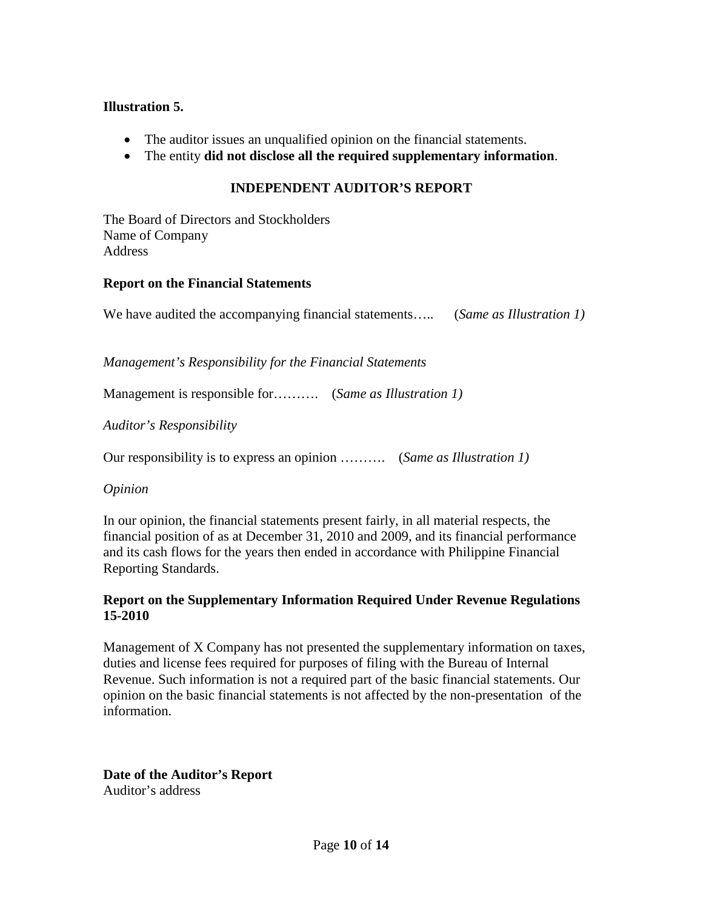**Illustration 5.**

- The auditor issues an unqualified opinion on the financial statements.
- The entity **did not disclose all the required supplementary information**.

**INDEPENDENT AUDITOR'S REPORT**

The Board of Directors and Stockholders
Name of Company
Address

**Report on the Financial Statements**

We have audited the accompanying financial statements….. (*Same as Illustration 1)*

*Management's Responsibility for the Financial Statements*

Management is responsible for………. (*Same as Illustration 1)*

*Auditor's Responsibility*

Our responsibility is to express an opinion ………. (*Same as Illustration 1)*

*Opinion*

In our opinion, the financial statements present fairly, in all material respects, the financial position of as at December 31, 2010 and 2009, and its financial performance and its cash flows for the years then ended in accordance with Philippine Financial Reporting Standards.

**Report on the Supplementary Information Required Under Revenue Regulations 15-2010**

Management of X Company has not presented the supplementary information on taxes, duties and license fees required for purposes of filing with the Bureau of Internal Revenue. Such information is not a required part of the basic financial statements. Our opinion on the basic financial statements is not affected by the non-presentation of the information.

**Date of the Auditor's Report**
Auditor's address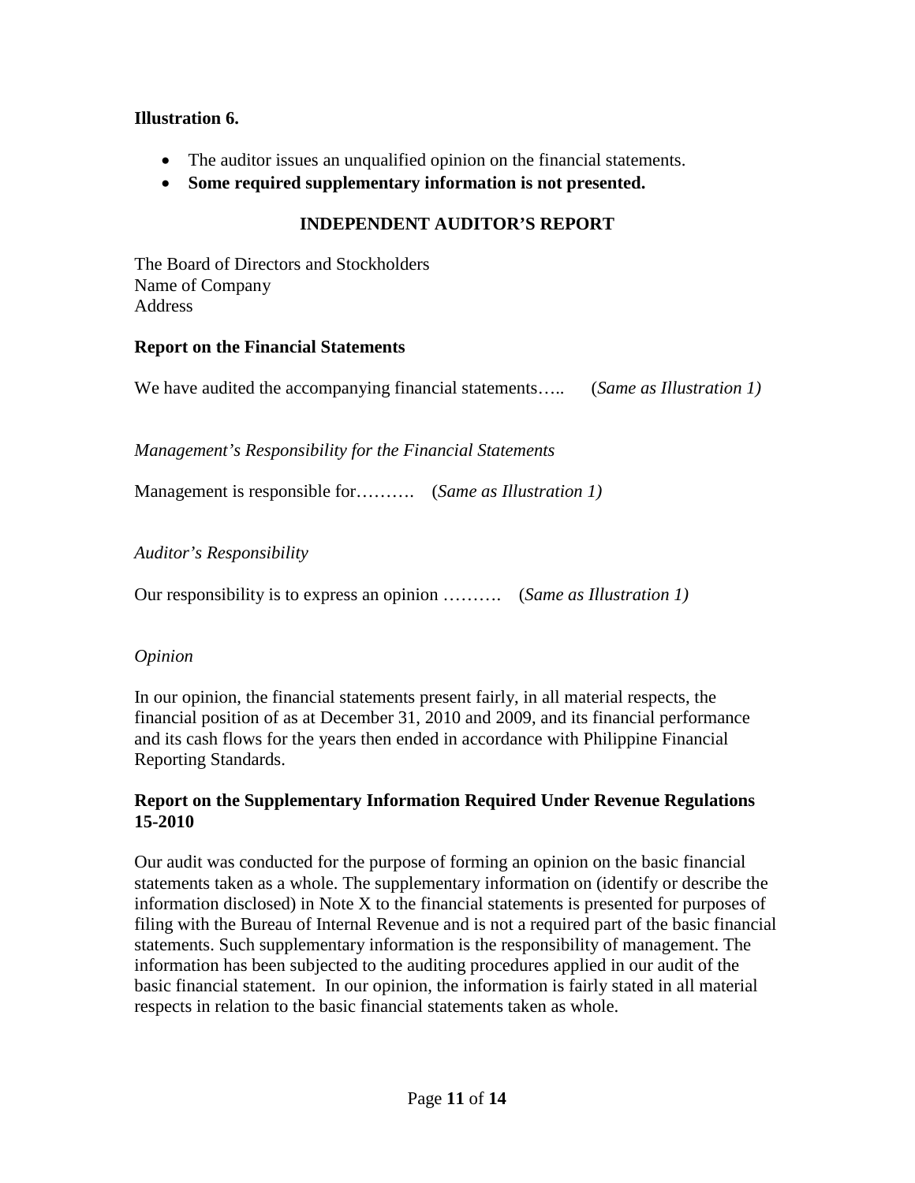**Illustration 6.**

- The auditor issues an unqualified opinion on the financial statements.
- **Some required supplementary information is not presented.**

**INDEPENDENT AUDITOR'S REPORT**

The Board of Directors and Stockholders
Name of Company
Address

**Report on the Financial Statements**

We have audited the accompanying financial statements….. (*Same as Illustration 1)*

*Management's Responsibility for the Financial Statements*

Management is responsible for………. (*Same as Illustration 1)*

*Auditor's Responsibility*

Our responsibility is to express an opinion ………. (*Same as Illustration 1)*

*Opinion*

In our opinion, the financial statements present fairly, in all material respects, the financial position of as at December 31, 2010 and 2009, and its financial performance and its cash flows for the years then ended in accordance with Philippine Financial Reporting Standards.

**Report on the Supplementary Information Required Under Revenue Regulations 15-2010**

Our audit was conducted for the purpose of forming an opinion on the basic financial statements taken as a whole. The supplementary information on (identify or describe the information disclosed) in Note X to the financial statements is presented for purposes of filing with the Bureau of Internal Revenue and is not a required part of the basic financial statements. Such supplementary information is the responsibility of management. The information has been subjected to the auditing procedures applied in our audit of the basic financial statement. In our opinion, the information is fairly stated in all material respects in relation to the basic financial statements taken as whole.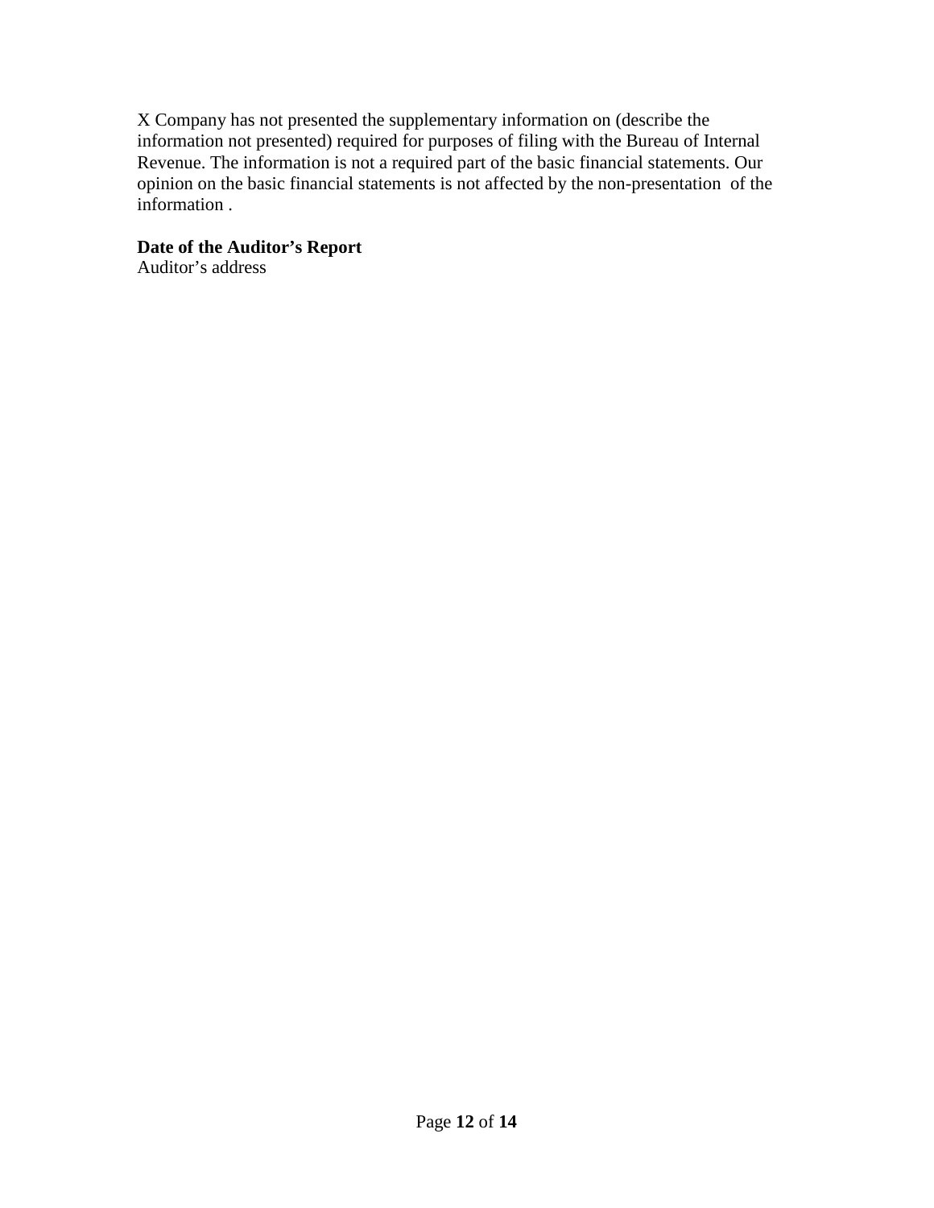X Company has not presented the supplementary information on (describe the information not presented) required for purposes of filing with the Bureau of Internal Revenue. The information is not a required part of the basic financial statements. Our opinion on the basic financial statements is not affected by the non-presentation of the information .

**Date of the Auditor's Report**
Auditor's address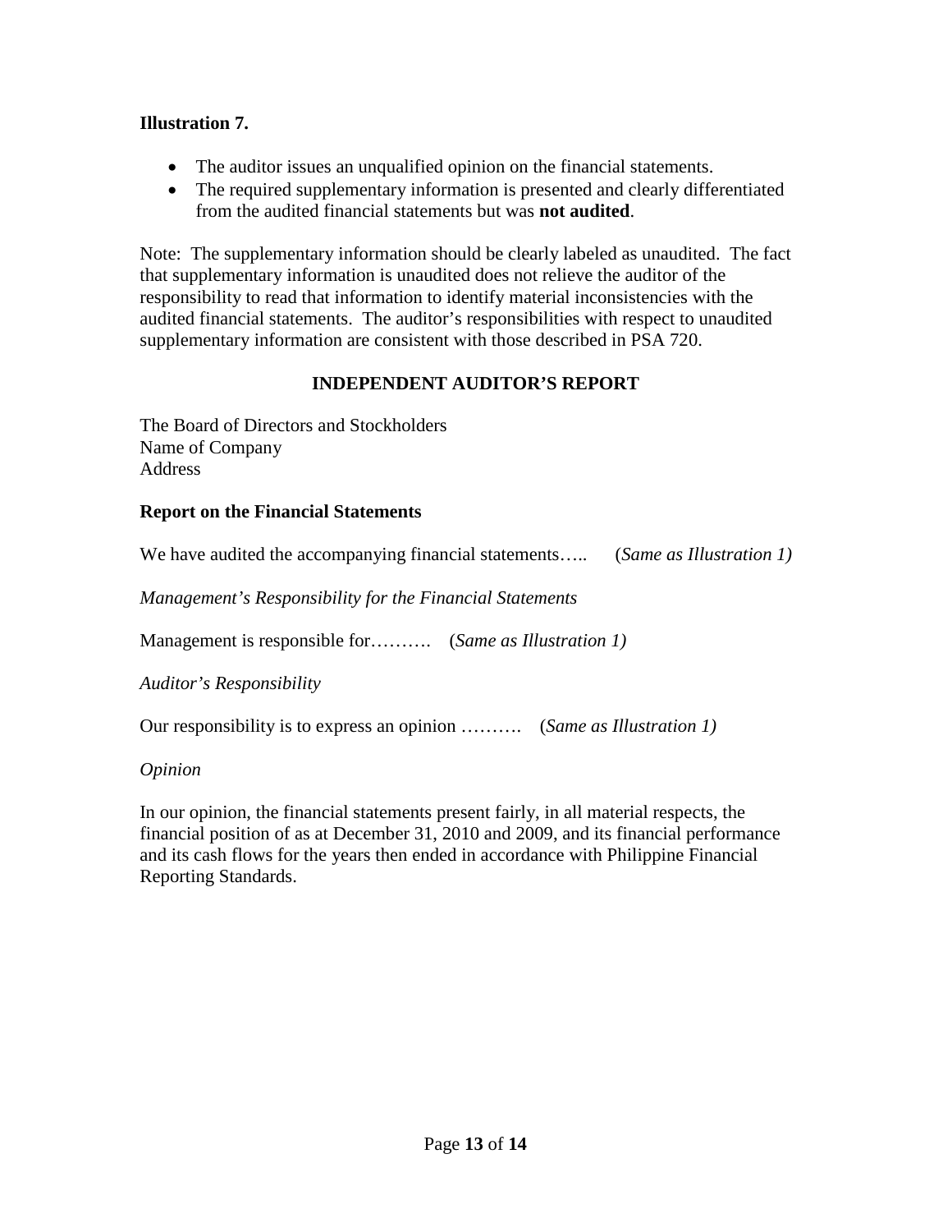**Illustration 7.**

- The auditor issues an unqualified opinion on the financial statements.
- The required supplementary information is presented and clearly differentiated from the audited financial statements but was **not audited**.

Note: The supplementary information should be clearly labeled as unaudited. The fact that supplementary information is unaudited does not relieve the auditor of the responsibility to read that information to identify material inconsistencies with the audited financial statements. The auditor's responsibilities with respect to unaudited supplementary information are consistent with those described in PSA 720.

## INDEPENDENT AUDITOR'S REPORT

The Board of Directors and Stockholders
Name of Company
Address

**Report on the Financial Statements**

We have audited the accompanying financial statements….. (*Same as Illustration 1)*

*Management's Responsibility for the Financial Statements*

Management is responsible for………. (*Same as Illustration 1)*

*Auditor's Responsibility*

Our responsibility is to express an opinion ………. (*Same as Illustration 1)*

*Opinion*

In our opinion, the financial statements present fairly, in all material respects, the financial position of as at December 31, 2010 and 2009, and its financial performance and its cash flows for the years then ended in accordance with Philippine Financial Reporting Standards.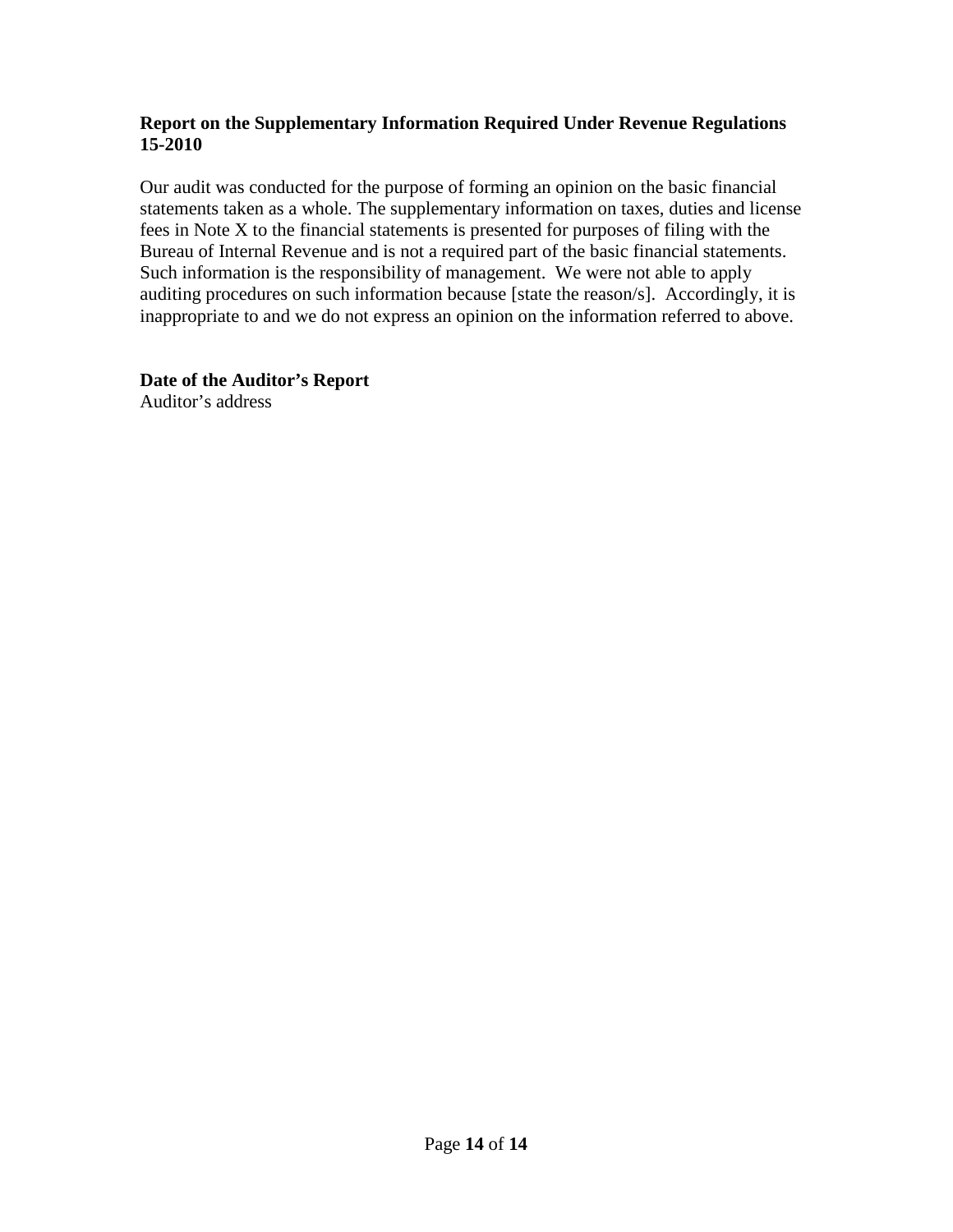**Report on the Supplementary Information Required Under Revenue Regulations 15-2010**

Our audit was conducted for the purpose of forming an opinion on the basic financial statements taken as a whole. The supplementary information on taxes, duties and license fees in Note X to the financial statements is presented for purposes of filing with the Bureau of Internal Revenue and is not a required part of the basic financial statements. Such information is the responsibility of management. We were not able to apply auditing procedures on such information because [state the reason/s]. Accordingly, it is inappropriate to and we do not express an opinion on the information referred to above.

**Date of the Auditor's Report**
Auditor's address